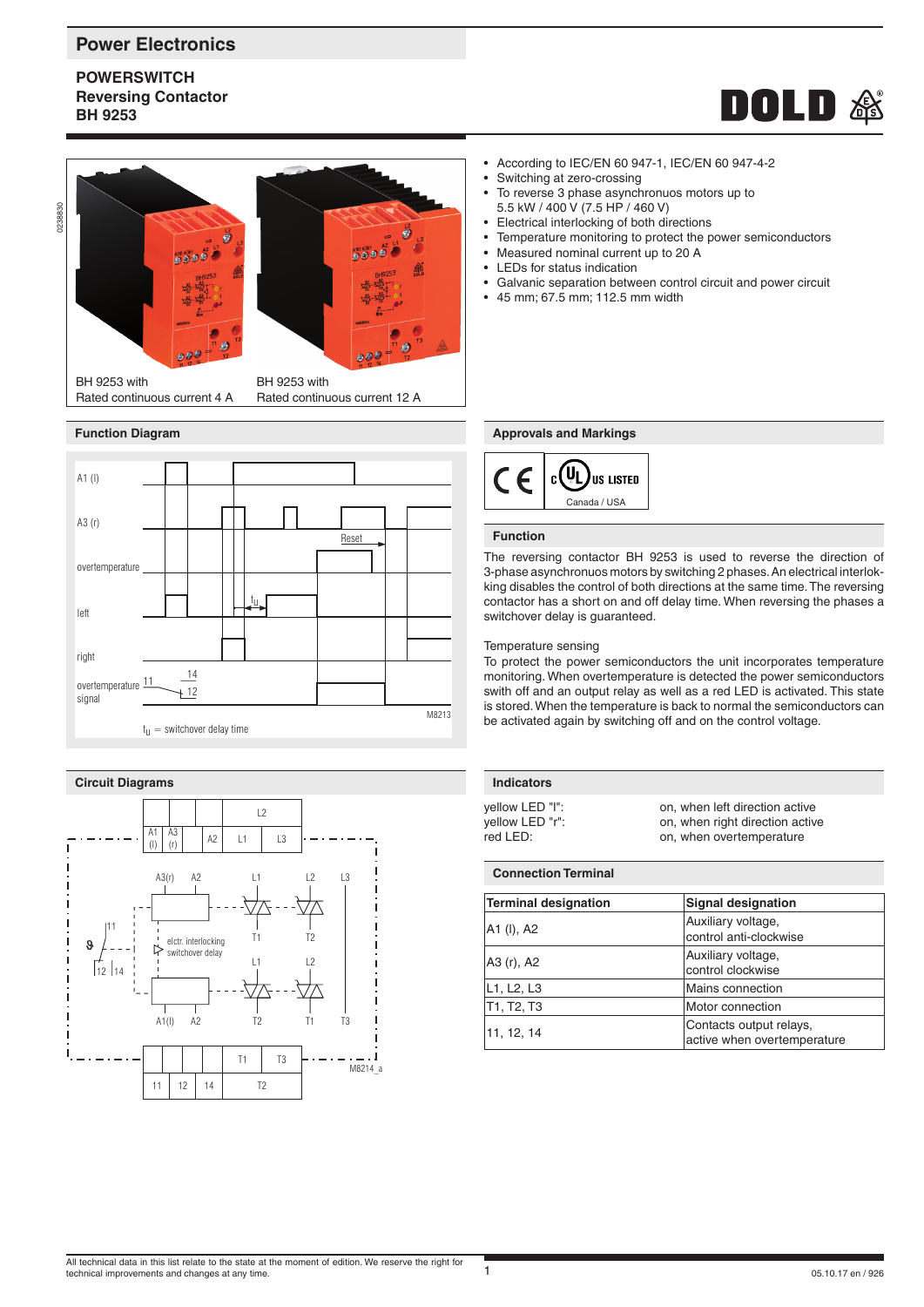# Power Electronics

**POWERSWITCH**
**Reversing Contactor**
**BH 9253**

BH 9253 with
Rated continuous current 4 A

BH 9253 with
Rated continuous current 12 A

- According to IEC/EN 60 947-1, IEC/EN 60 947-4-2
- Switching at zero-crossing
- To reverse 3 phase asynchronous motors up to 5.5 kW / 400 V (7.5 HP / 460 V)
- Electrical interlocking of both directions
- Temperature monitoring to protect the power semiconductors
- Measured nominal current up to 20 A
- LEDs for status indication
- Galvanic separation between control circuit and power circuit
- 45 mm; 67.5 mm; 112.5 mm width

## Function Diagram

A1 (l)
A3 (r)
overtemperature
Reset
left
$t_u$
right
overtemperature signal
11
14
12
M8213
$t_u$ = switchover delay time

## Approvals and Markings

CE
c UL US LISTED
Canada / USA

## Function

The reversing contactor BH 9253 is used to reverse the direction of 3-phase asynchronous motors by switching 2 phases. An electrical interlokking disables the control of both directions at the same time. The reversing contactor has a short on and off delay time. When reversing the phases a switchover delay is guaranteed.

Temperature sensing
To protect the power semiconductors the unit incorporates temperature monitoring. When overtemperature is detected the power semiconductors swith off and an output relay as well as a red LED is activated. This state is stored. When the temperature is back to normal the semiconductors can be activated again by switching off and on the control voltage.

## Circuit Diagrams

L2
A1 (l)
A3 (r)
A2
L1
L3
A3(r)
A2
L1
L2
L3
T1
T2
11
ϑ
12
14
eltr. interlocking
switchover delay
L1
L2
A1(l)
A2
T2
T1
T3
T1
T3
11
12
14
T2
M8214_a

## Indicators

| | |
|---|---|
| yellow LED "l": | on, when left direction active |
| yellow LED "r": | on, when right direction active |
| red LED: | on, when overtemperature |

## Connection Terminal

| Terminal designation | Signal designation |
|---|---|
| A1 (l), A2 | Auxiliary voltage, control anti-clockwise |
| A3 (r), A2 | Auxiliary voltage, control clockwise |
| L1, L2, L3 | Mains connection |
| T1, T2, T3 | Motor connection |
| 11, 12, 14 | Contacts output relays, active when overtemperature |

All technical data in this list relate to the state at the moment of edition. We reserve the right for technical improvements and changes at any time.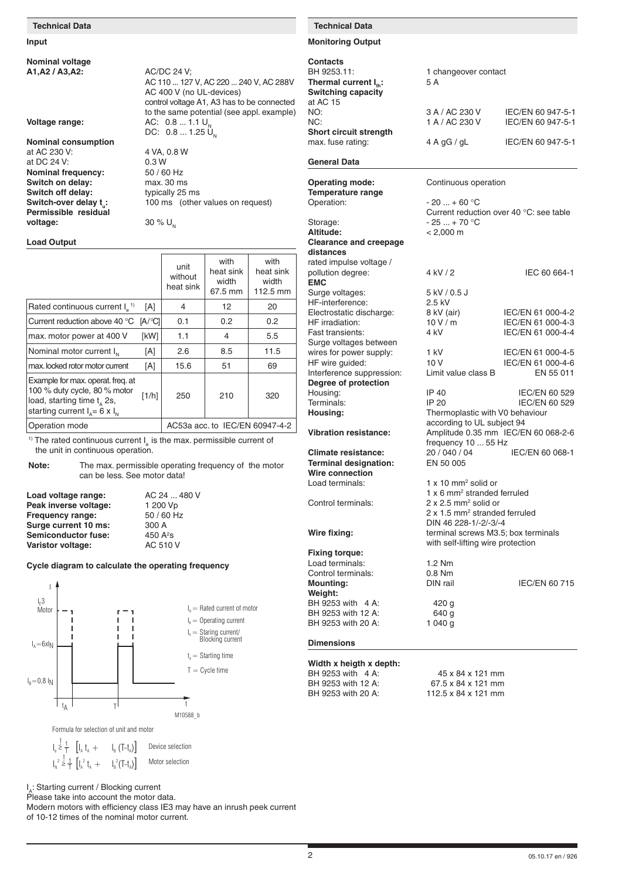## Technical Data

### Input

**Nominal voltage**

| | |
|---|---|
| **A1,A2 / A3,A2:** | AC/DC 24 V; AC 110 ... 127 V, AC 220 ... 240 V, AC 288V AC 400 V (no UL-devices) control voltage A1, A3 has to be connected to the same potential (see appl. example) |
| **Voltage range:** | AC: 0.8 ... 1.1 $U_N$ DC: 0.8 ... 1.25 $U_N$ |
| **Nominal consumption** | |
| at AC 230 V: | 4 VA, 0.8 W |
| at DC 24 V: | 0.3 W |
| **Nominal frequency:** | 50 / 60 Hz |
| **Switch on delay:** | max. 30 ms |
| **Switch off delay:** | typically 25 ms |
| **Switch-over delay $t_u$:** | 100 ms (other values on request) |
| **Permissible residual voltage:** | 30 % $U_N$ |

### Load Output

| | | unit without heat sink | with heat sink width 67.5 mm | with heat sink width 112.5 mm |
|---|---|---|---|---|
| Rated continuous current $I_e$ [1)] | [A] | 4 | 12 | 20 |
| Current reduction above 40 °C | [A/°C] | 0.1 | 0.2 | 0.2 |
| max. motor power at 400 V | [kW] | 1.1 | 4 | 5.5 |
| Nominal motor current $I_N$ | [A] | 2.6 | 8.5 | 11.5 |
| max. locked rotor motor current | [A] | 15.6 | 51 | 69 |
| Example for max. operat. freq. at 100 % duty cycle, 80 % motor load, starting time $t_A$ 2s, starting current $I_A = 6 \times I_N$ | [1/h] | 250 | 210 | 320 |
| Operation mode | | AC53a acc. to IEC/EN 60947-4-2 | | |

[1)] The rated continuous current $I_e$ is the max. permissible current of the unit in continuous operation.

**Note:** The max. permissible operating frequency of the motor can be less. See motor data!

| | |
|---|---|
| **Load voltage range:** | AC 24 ... 480 V |
| **Peak inverse voltage:** | 1 200 Vp |
| **Frequency range:** | 50 / 60 Hz |
| **Surge current 10 ms:** | 300 A |
| **Semiconductor fuse:** | 450 $A^2s$ |
| **Varistor voltage:** | AC 510 V |

**Cycle diagram to calculate the operating frequency**

I

$I_E3$ Motor

$I_A=6xI_N$

$I_B=0.8\ I_N$

$t_A$

T

t

$I_N$ = Rated current of motor

$I_B$ = Operating current

$I_A$ = Staring current/ Blocking current

$t_A$ = Starting time

T = Cycle time

M10588_b

Formula for selection of unit and motor

$$I_e \overset{!}{\geq} \frac{1}{T}\left[I_A\, t_A + I_B\,(T-t_A)\right] \quad \text{Device selection}$$

$$I_N^2 \overset{!}{\geq} \frac{1}{T}\left[I_A^2\, t_A + I_B^2(T-t_A)\right] \quad \text{Motor selection}$$

$I_A$: Starting current / Blocking current
Please take into account the motor data.
Modern motors with efficiency class IE3 may have an inrush peek current of 10-12 times of the nominal motor current.

## Technical Data

### Monitoring Output

| | | |
|---|---|---|
| **Contacts** | | |
| BH 9253.11: | 1 changeover contact | |
| **Thermal current $I_{th}$:** | 5 A | |
| **Switching capacity at AC 15** | | |
| NO: | 3 A / AC 230 V | IEC/EN 60 947-5-1 |
| NC: | 1 A / AC 230 V | IEC/EN 60 947-5-1 |
| **Short circuit strength** | | |
| max. fuse rating: | 4 A gG / gL | IEC/EN 60 947-5-1 |

### General Data

| | | |
|---|---|---|
| **Operating mode:** | Continuous operation | |
| **Temperature range** | | |
| Operation: | - 20 ... + 60 °C Current reduction over 40 °C: see table | |
| Storage: | - 25 ... + 70 °C | |
| **Altitude:** | < 2,000 m | |
| **Clearance and creepage distances** | | |
| rated impulse voltage / pollution degree: | 4 kV / 2 | IEC 60 664-1 |
| **EMC** | | |
| Surge voltages: | 5 kV / 0.5 J | |
| HF-interference: | 2.5 kV | |
| Electrostatic discharge: | 8 kV (air) | IEC/EN 61 000-4-2 |
| HF irradiation: | 10 V / m | IEC/EN 61 000-4-3 |
| Fast transients: | 4 kV | IEC/EN 61 000-4-4 |
| Surge voltages between wires for power supply: | 1 kV | IEC/EN 61 000-4-5 |
| HF wire guided: | 10 V | IEC/EN 61 000-4-6 |
| Interference suppression: | Limit value class B | EN 55 011 |
| **Degree of protection** | | |
| Housing: | IP 40 | IEC/EN 60 529 |
| Terminals: | IP 20 | IEC/EN 60 529 |
| **Housing:** | Thermoplastic with V0 behaviour according to UL subject 94 | |
| **Vibration resistance:** | Amplitude 0.35 mm frequency 10 ... 55 Hz | IEC/EN 60 068-2-6 |
| **Climate resistance:** | 20 / 040 / 04 | IEC/EN 60 068-1 |
| **Terminal designation:** | EN 50 005 | |
| **Wire connection** | | |
| Load terminals: | 1 x 10 mm² solid or 1 x 6 mm² stranded ferruled | |
| Control terminals: | 2 x 2.5 mm² solid or 2 x 1.5 mm² stranded ferruled DIN 46 228-1/-2/-3/-4 | |
| **Wire fixing:** | terminal screws M3.5; box terminals with self-lifting wire protection | |
| **Fixing torque:** | | |
| Load terminals: | 1.2 Nm | |
| Control terminals: | 0.8 Nm | |
| **Mounting:** | DIN rail | IEC/EN 60 715 |
| **Weight:** | | |
| BH 9253 with 4 A: | 420 g | |
| BH 9253 with 12 A: | 640 g | |
| BH 9253 with 20 A: | 1 040 g | |

### Dimensions

**Width x heigth x depth:**

| | |
|---|---|
| BH 9253 with 4 A: | 45 x 84 x 121 mm |
| BH 9253 with 12 A: | 67.5 x 84 x 121 mm |
| BH 9253 with 20 A: | 112.5 x 84 x 121 mm |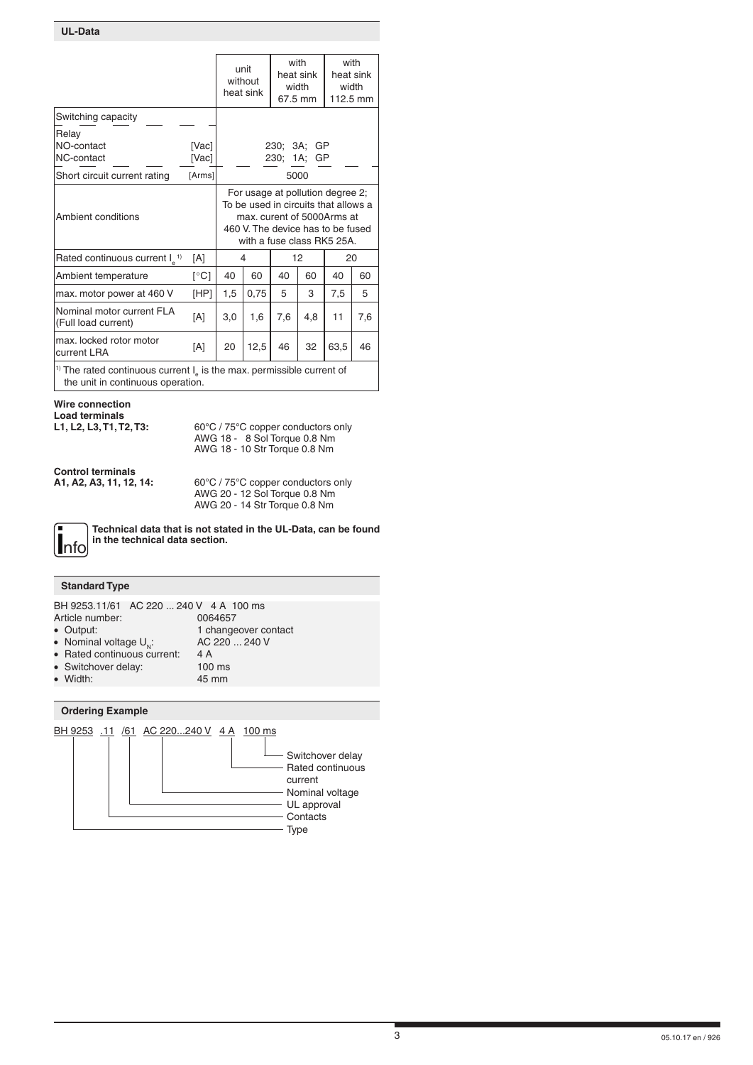## UL-Data

| | | unit without heat sink | | with heat sink width 67.5 mm | | with heat sink width 112.5 mm | |
|---|---|---|---|---|---|---|---|
| Switching capacity | | | | | | | |
| Relay<br>NO-contact<br>NC-contact | <br>[Vac]<br>[Vac] | 230; 3A; GP<br>230; 1A; GP | | | | | |
| Short circuit current rating | [Arms] | 5000 | | | | | |
| Ambient conditions | | For usage at pollution degree 2; To be used in circuits that allows a max. curent of 5000Arms at 460 V. The device has to be fused with a fuse class RK5 25A. | | | | | |
| Rated continuous current $I_e$ [1)] | [A] | 4 | | 12 | | 20 | |
| Ambient temperature | [°C] | 40 | 60 | 40 | 60 | 40 | 60 |
| max. motor power at 460 V | [HP] | 1,5 | 0,75 | 5 | 3 | 7,5 | 5 |
| Nominal motor current FLA (Full load current) | [A] | 3,0 | 1,6 | 7,6 | 4,8 | 11 | 7,6 |
| max. locked rotor motor current LRA | [A] | 20 | 12,5 | 46 | 32 | 63,5 | 46 |

[1)] The rated continuous current $I_e$ is the max. permissible current of the unit in continuous operation.

**Wire connection**
**Load terminals**
**L1, L2, L3, T1, T2, T3:** 60°C / 75°C copper conductors only
AWG 18 - 8 Sol Torque 0.8 Nm
AWG 18 - 10 Str Torque 0.8 Nm

**Control terminals**
**A1, A2, A3, 11, 12, 14:** 60°C / 75°C copper conductors only
AWG 20 - 12 Sol Torque 0.8 Nm
AWG 20 - 14 Str Torque 0.8 Nm

**Technical data that is not stated in the UL-Data, can be found in the technical data section.**

## Standard Type

BH 9253.11/61 AC 220 ... 240 V 4 A 100 ms
Article number: 0064657
- Output: 1 changeover contact
- Nominal voltage $U_N$: AC 220 ... 240 V
- Rated continuous current: 4 A
- Switchover delay: 100 ms
- Width: 45 mm

## Ordering Example

BH 9253 .11 /61 AC 220...240 V 4 A 100 ms

- 100 ms — Switchover delay
- 4 A — Rated continuous current
- AC 220...240 V — Nominal voltage
- /61 — UL approval
- .11 — Contacts
- BH 9253 — Type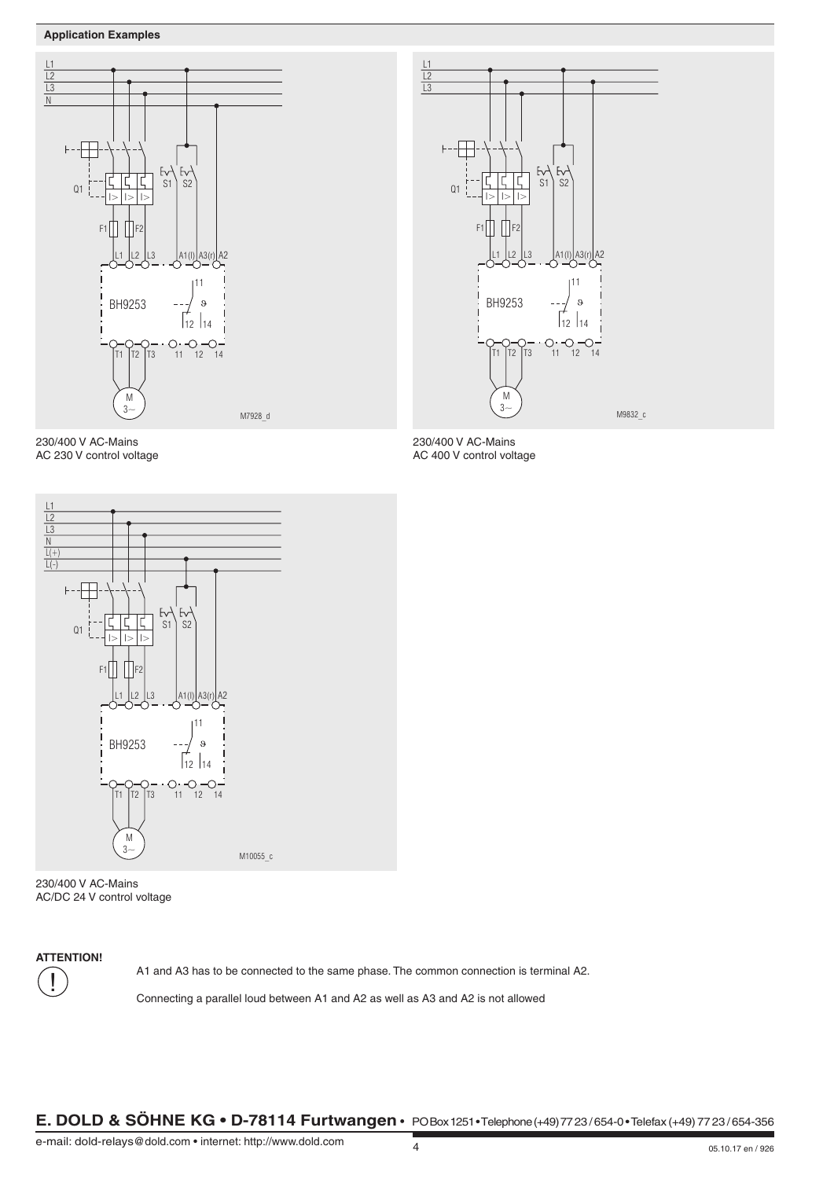## Application Examples

L1
L2
L3
N
Q1
S1
S2
F1
F2
L1 L2 L3 A1(l) A3(r) A2
11
BH9253
12 14
T1 T2 T3 11 12 14
M
3~
M7928_d

230/400 V AC-Mains
AC 230 V control voltage

L1
L2
L3
Q1
S1
S2
F1
F2
L1 L2 L3 A1(l) A3(r) A2
11
BH9253
12 14
T1 T2 T3 11 12 14
M
3~
M9832_c

230/400 V AC-Mains
AC 400 V control voltage

L1
L2
L3
N
L(+)
L(-)
Q1
S1
S2
F1
F2
L1 L2 L3 A1(l) A3(r) A2
11
BH9253
12 14
T1 T2 T3 11 12 14
M
3~
M10055_c

230/400 V AC-Mains
AC/DC 24 V control voltage

**ATTENTION!**

A1 and A3 has to be connected to the same phase. The common connection is terminal A2.

Connecting a parallel loud between A1 and A2 as well as A3 and A2 is not allowed

**E. DOLD & SÖHNE KG • D-78114 Furtwangen** • PO Box 1251 • Telephone (+49) 77 23 / 654-0 • Telefax (+49) 77 23 / 654-356

e-mail: dold-relays@dold.com • internet: http://www.dold.com

05.10.17 en / 926